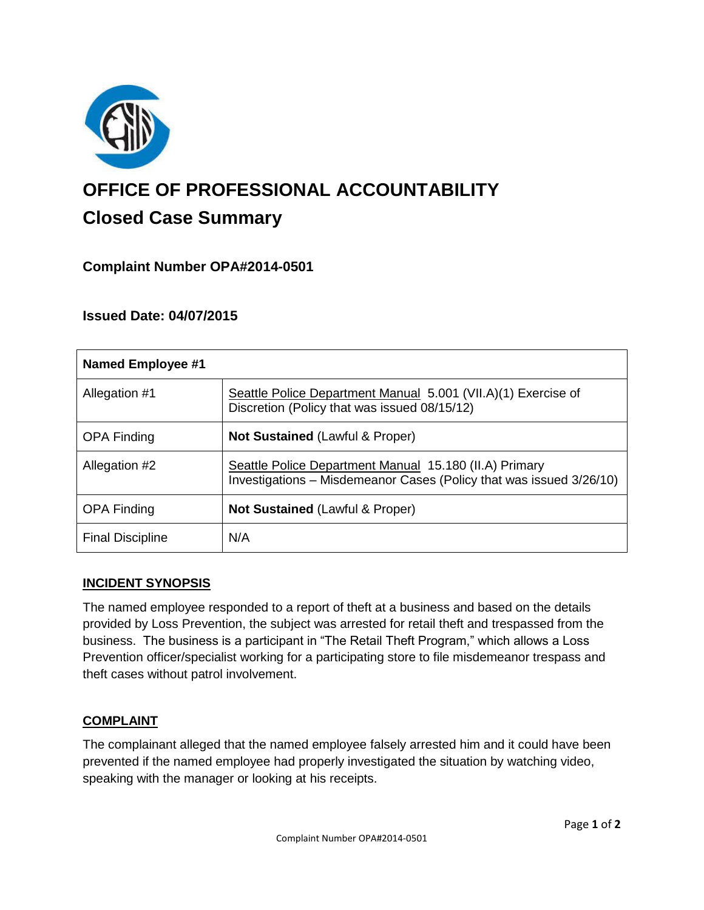# OFFICE OF PROFESSIONAL ACCOUNTABILITY

## Closed Case Summary

### Complaint Number OPA#2014-0501

### Issued Date: 04/07/2015

| Named Employee #1 | |
|---|---|
| Allegation #1 | Seattle Police Department Manual 5.001 (VII.A)(1) Exercise of Discretion (Policy that was issued 08/15/12) |
| OPA Finding | **Not Sustained** (Lawful & Proper) |
| Allegation #2 | Seattle Police Department Manual 15.180 (II.A) Primary Investigations – Misdemeanor Cases (Policy that was issued 3/26/10) |
| OPA Finding | **Not Sustained** (Lawful & Proper) |
| Final Discipline | N/A |

## INCIDENT SYNOPSIS

The named employee responded to a report of theft at a business and based on the details provided by Loss Prevention, the subject was arrested for retail theft and trespassed from the business. The business is a participant in "The Retail Theft Program," which allows a Loss Prevention officer/specialist working for a participating store to file misdemeanor trespass and theft cases without patrol involvement.

## COMPLAINT

The complainant alleged that the named employee falsely arrested him and it could have been prevented if the named employee had properly investigated the situation by watching video, speaking with the manager or looking at his receipts.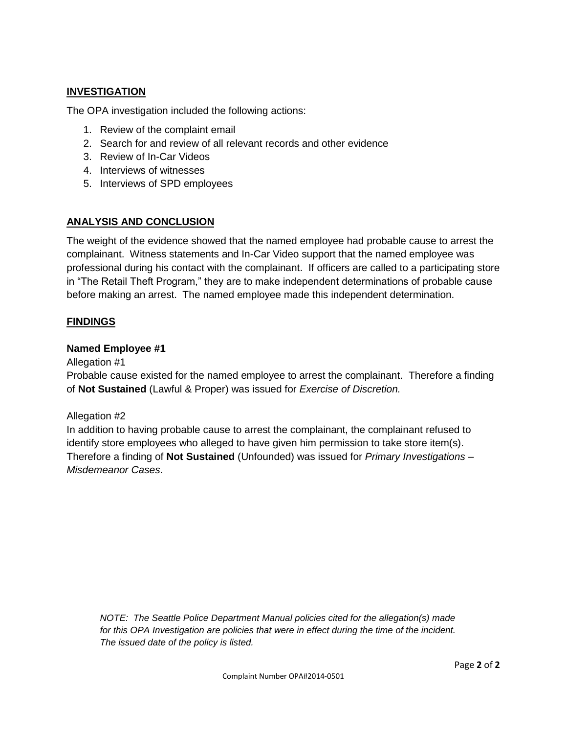## INVESTIGATION

The OPA investigation included the following actions:

1. Review of the complaint email
2. Search for and review of all relevant records and other evidence
3. Review of In-Car Videos
4. Interviews of witnesses
5. Interviews of SPD employees

## ANALYSIS AND CONCLUSION

The weight of the evidence showed that the named employee had probable cause to arrest the complainant. Witness statements and In-Car Video support that the named employee was professional during his contact with the complainant. If officers are called to a participating store in "The Retail Theft Program," they are to make independent determinations of probable cause before making an arrest. The named employee made this independent determination.

## FINDINGS

### Named Employee #1

Allegation #1

Probable cause existed for the named employee to arrest the complainant. Therefore a finding of **Not Sustained** (Lawful & Proper) was issued for *Exercise of Discretion.*

Allegation #2

In addition to having probable cause to arrest the complainant, the complainant refused to identify store employees who alleged to have given him permission to take store item(s). Therefore a finding of **Not Sustained** (Unfounded) was issued for *Primary Investigations – Misdemeanor Cases*.

*NOTE: The Seattle Police Department Manual policies cited for the allegation(s) made for this OPA Investigation are policies that were in effect during the time of the incident. The issued date of the policy is listed.*

Complaint Number OPA#2014-0501